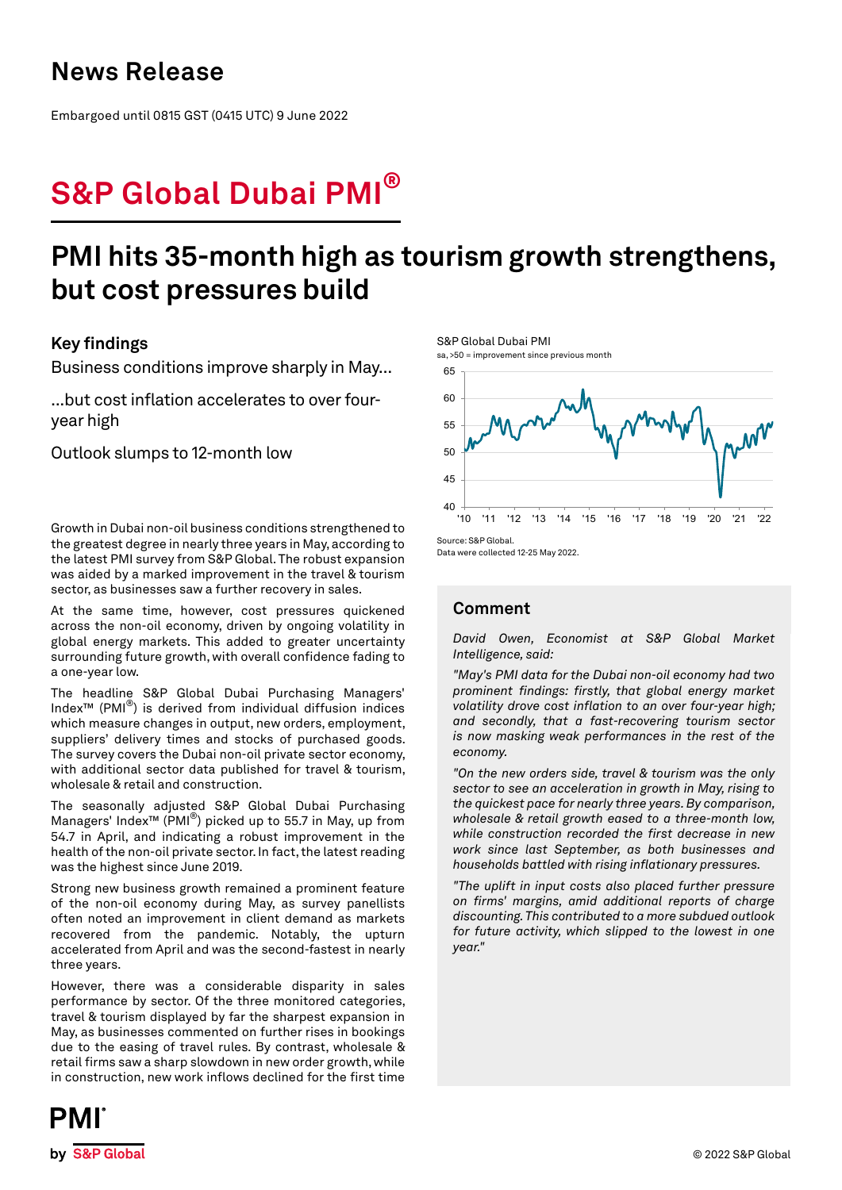# News Release

Embargoed until 0815 GST (0415 UTC) 9 June 2022

# S&P Global Dubai PMI®

## PMI hits 35-month high as tourism growth strengthens, but cost pressures build

### Key findings

Business conditions improve sharply in May...

...but cost inflation accelerates to over four-year high

Outlook slumps to 12-month low

S&P Global Dubai PMI
sa, >50 = improvement since previous month

Source: S&P Global.
Data were collected 12-25 May 2022.

Growth in Dubai non-oil business conditions strengthened to the greatest degree in nearly three years in May, according to the latest PMI survey from S&P Global. The robust expansion was aided by a marked improvement in the travel & tourism sector, as businesses saw a further recovery in sales.

At the same time, however, cost pressures quickened across the non-oil economy, driven by ongoing volatility in global energy markets. This added to greater uncertainty surrounding future growth, with overall confidence fading to a one-year low.

The headline S&P Global Dubai Purchasing Managers' Index™ (PMI®) is derived from individual diffusion indices which measure changes in output, new orders, employment, suppliers' delivery times and stocks of purchased goods. The survey covers the Dubai non-oil private sector economy, with additional sector data published for travel & tourism, wholesale & retail and construction.

The seasonally adjusted S&P Global Dubai Purchasing Managers' Index™ (PMI®) picked up to 55.7 in May, up from 54.7 in April, and indicating a robust improvement in the health of the non-oil private sector. In fact, the latest reading was the highest since June 2019.

Strong new business growth remained a prominent feature of the non-oil economy during May, as survey panellists often noted an improvement in client demand as markets recovered from the pandemic. Notably, the upturn accelerated from April and was the second-fastest in nearly three years.

However, there was a considerable disparity in sales performance by sector. Of the three monitored categories, travel & tourism displayed by far the sharpest expansion in May, as businesses commented on further rises in bookings due to the easing of travel rules. By contrast, wholesale & retail firms saw a sharp slowdown in new order growth, while in construction, new work inflows declined for the first time

### Comment

*David Owen, Economist at S&P Global Market Intelligence, said:*

*"May's PMI data for the Dubai non-oil economy had two prominent findings: firstly, that global energy market volatility drove cost inflation to an over four-year high; and secondly, that a fast-recovering tourism sector is now masking weak performances in the rest of the economy.*

*"On the new orders side, travel & tourism was the only sector to see an acceleration in growth in May, rising to the quickest pace for nearly three years. By comparison, wholesale & retail growth eased to a three-month low, while construction recorded the first decrease in new work since last September, as both businesses and households battled with rising inflationary pressures.*

*"The uplift in input costs also placed further pressure on firms' margins, amid additional reports of charge discounting. This contributed to a more subdued outlook for future activity, which slipped to the lowest in one year."*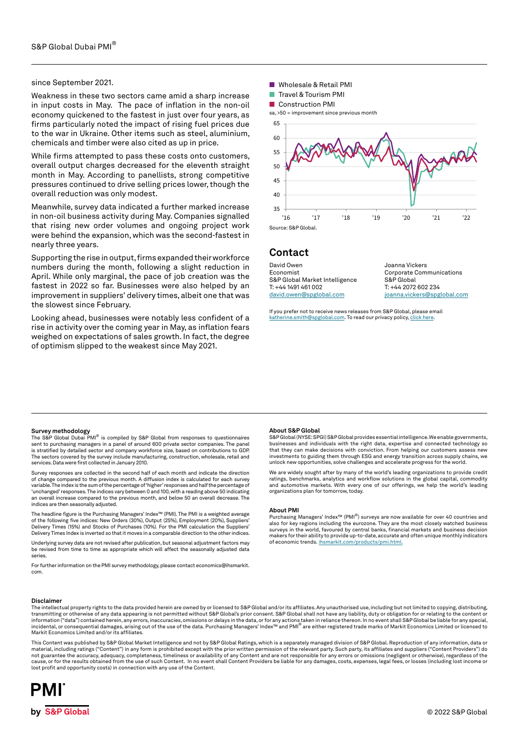since September 2021.

Weakness in these two sectors came amid a sharp increase in input costs in May. The pace of inflation in the non-oil economy quickened to the fastest in just over four years, as firms particularly noted the impact of rising fuel prices due to the war in Ukraine. Other items such as steel, aluminium, chemicals and timber were also cited as up in price.

While firms attempted to pass these costs onto customers, overall output charges decreased for the eleventh straight month in May. According to panellists, strong competitive pressures continued to drive selling prices lower, though the overall reduction was only modest.

Meanwhile, survey data indicated a further marked increase in non-oil business activity during May. Companies signalled that rising new order volumes and ongoing project work were behind the expansion, which was the second-fastest in nearly three years.

Supporting the rise in output, firms expanded their workforce numbers during the month, following a slight reduction in April. While only marginal, the pace of job creation was the fastest in 2022 so far. Businesses were also helped by an improvement in suppliers' delivery times, albeit one that was the slowest since February.

Looking ahead, businesses were notably less confident of a rise in activity over the coming year in May, as inflation fears weighed on expectations of sales growth. In fact, the degree of optimism slipped to the weakest since May 2021.

Wholesale & Retail PMI
Travel & Tourism PMI
Construction PMI
sa, >50 = improvement since previous month

65
60
55
50
45
40
35
'16 '17 '18 '19 '20 '21 '22

Source: S&P Global.

## Contact

David Owen
Economist
S&P Global Market Intelligence
T: +44 1491 461 002
david.owen@spglobal.com

Joanna Vickers
Corporate Communications
S&P Global
T: +44 2072 602 234
joanna.vickers@spglobal.com

If you prefer not to receive news releases from S&P Global, please email katherine.smith@spglobal.com. To read our privacy policy, click here.

**Survey methodology**

The S&P Global Dubai PMI® is compiled by S&P Global from responses to questionnaires sent to purchasing managers in a panel of around 600 private sector companies. The panel is stratified by detailed sector and company workforce size, based on contributions to GDP. The sectors covered by the survey include manufacturing, construction, wholesale, retail and services. Data were first collected in January 2010.

Survey responses are collected in the second half of each month and indicate the direction of change compared to the previous month. A diffusion index is calculated for each survey variable. The index is the sum of the percentage of 'higher' responses and half the percentage of 'unchanged' responses. The indices vary between 0 and 100, with a reading above 50 indicating an overall increase compared to the previous month, and below 50 an overall decrease. The indices are then seasonally adjusted.

The headline figure is the Purchasing Managers' Index™ (PMI). The PMI is a weighted average of the following five indices: New Orders (30%), Output (25%), Employment (20%), Suppliers' Delivery Times (15%) and Stocks of Purchases (10%). For the PMI calculation the Suppliers' Delivery Times Index is inverted so that it moves in a comparable direction to the other indices.

Underlying survey data are not revised after publication, but seasonal adjustment factors may be revised from time to time as appropriate which will affect the seasonally adjusted data series.

For further information on the PMI survey methodology, please contact economics@ihsmarkit.com.

**About S&P Global**

S&P Global (NYSE: SPGI) S&P Global provides essential intelligence. We enable governments, businesses and individuals with the right data, expertise and connected technology so that they can make decisions with conviction. From helping our customers assess new investments to guiding them through ESG and energy transition across supply chains, we unlock new opportunities, solve challenges and accelerate progress for the world.

We are widely sought after by many of the world's leading organizations to provide credit ratings, benchmarks, analytics and workflow solutions in the global capital, commodity and automotive markets. With every one of our offerings, we help the world's leading organizations plan for tomorrow, today.

**About PMI**

Purchasing Managers' Index™ (PMI®) surveys are now available for over 40 countries and also for key regions including the eurozone. They are the most closely watched business surveys in the world, favoured by central banks, financial markets and business decision makers for their ability to provide up-to-date, accurate and often unique monthly indicators of economic trends. ihsmarkit.com/products/pmi.html.

**Disclaimer**

The intellectual property rights to the data provided herein are owned by or licensed to S&P Global and/or its affiliates. Any unauthorised use, including but not limited to copying, distributing, transmitting or otherwise of any data appearing is not permitted without S&P Global's prior consent. S&P Global shall not have any liability, duty or obligation for or relating to the content or information ("data") contained herein, any errors, inaccuracies, omissions or delays in the data, or for any actions taken in reliance thereon. In no event shall S&P Global be liable for any special, incidental, or consequential damages, arising out of the use of the data. Purchasing Managers' Index™ and PMI® are either registered trade marks of Markit Economics Limited or licensed to Markit Economics Limited and/or its affiliates.

This Content was published by S&P Global Market Intelligence and not by S&P Global Ratings, which is a separately managed division of S&P Global. Reproduction of any information, data or material, including ratings ("Content") in any form is prohibited except with the prior written permission of the relevant party. Such party, its affiliates and suppliers ("Content Providers") do not guarantee the accuracy, adequacy, completeness, timeliness or availability of any Content and are not responsible for any errors or omissions (negligent or otherwise), regardless of the cause, or for the results obtained from the use of such Content. In no event shall Content Providers be liable for any damages, costs, expenses, legal fees, or losses (including lost income or lost profit and opportunity costs) in connection with any use of the Content.

PMI by S&P Global

© 2022 S&P Global